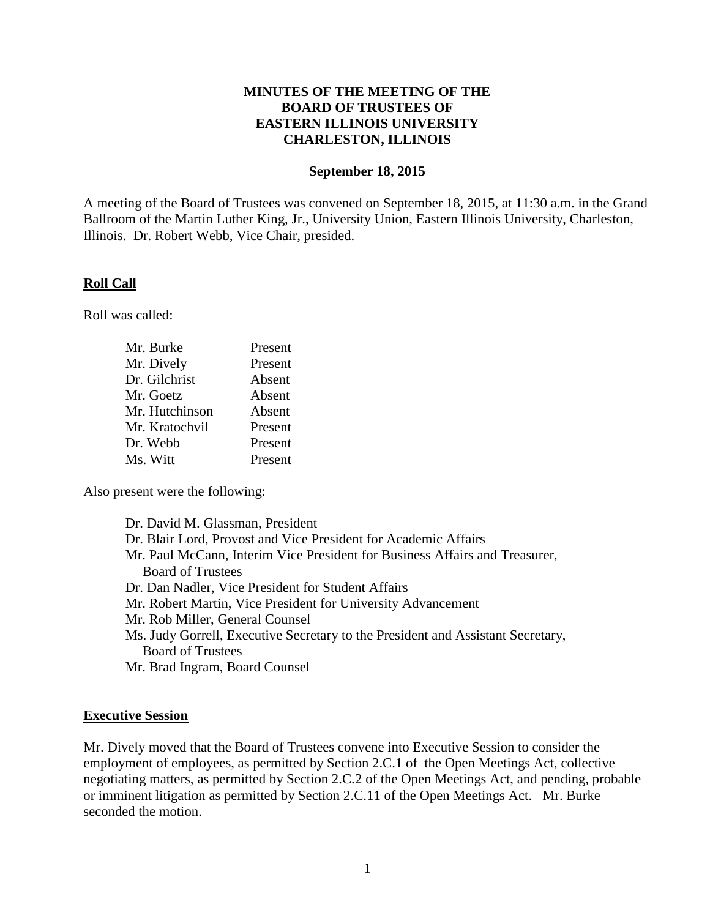**MINUTES OF THE MEETING OF THE BOARD OF TRUSTEES OF EASTERN ILLINOIS UNIVERSITY CHARLESTON, ILLINOIS**

**September 18, 2015**

A meeting of the Board of Trustees was convened on September 18, 2015, at 11:30 a.m. in the Grand Ballroom of the Martin Luther King, Jr., University Union, Eastern Illinois University, Charleston, Illinois. Dr. Robert Webb, Vice Chair, presided.

**Roll Call**

Roll was called:

| | |
|---|---|
| Mr. Burke | Present |
| Mr. Dively | Present |
| Dr. Gilchrist | Absent |
| Mr. Goetz | Absent |
| Mr. Hutchinson | Absent |
| Mr. Kratochvil | Present |
| Dr. Webb | Present |
| Ms. Witt | Present |

Also present were the following:

- Dr. David M. Glassman, President
- Dr. Blair Lord, Provost and Vice President for Academic Affairs
- Mr. Paul McCann, Interim Vice President for Business Affairs and Treasurer, Board of Trustees
- Dr. Dan Nadler, Vice President for Student Affairs
- Mr. Robert Martin, Vice President for University Advancement
- Mr. Rob Miller, General Counsel
- Ms. Judy Gorrell, Executive Secretary to the President and Assistant Secretary, Board of Trustees
- Mr. Brad Ingram, Board Counsel

**Executive Session**

Mr. Dively moved that the Board of Trustees convene into Executive Session to consider the employment of employees, as permitted by Section 2.C.1 of the Open Meetings Act, collective negotiating matters, as permitted by Section 2.C.2 of the Open Meetings Act, and pending, probable or imminent litigation as permitted by Section 2.C.11 of the Open Meetings Act. Mr. Burke seconded the motion.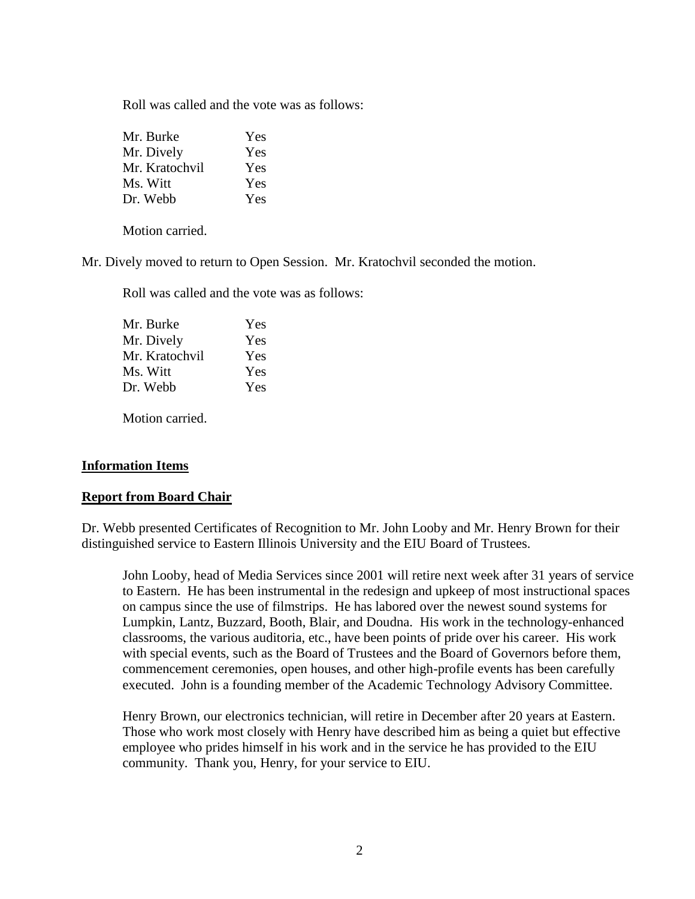Roll was called and the vote was as follows:

| | |
|---|---|
| Mr. Burke | Yes |
| Mr. Dively | Yes |
| Mr. Kratochvil | Yes |
| Ms. Witt | Yes |
| Dr. Webb | Yes |

Motion carried.

Mr. Dively moved to return to Open Session. Mr. Kratochvil seconded the motion.

Roll was called and the vote was as follows:

| | |
|---|---|
| Mr. Burke | Yes |
| Mr. Dively | Yes |
| Mr. Kratochvil | Yes |
| Ms. Witt | Yes |
| Dr. Webb | Yes |

Motion carried.

**Information Items**

**Report from Board Chair**

Dr. Webb presented Certificates of Recognition to Mr. John Looby and Mr. Henry Brown for their distinguished service to Eastern Illinois University and the EIU Board of Trustees.

> John Looby, head of Media Services since 2001 will retire next week after 31 years of service to Eastern. He has been instrumental in the redesign and upkeep of most instructional spaces on campus since the use of filmstrips. He has labored over the newest sound systems for Lumpkin, Lantz, Buzzard, Booth, Blair, and Doudna. His work in the technology-enhanced classrooms, the various auditoria, etc., have been points of pride over his career. His work with special events, such as the Board of Trustees and the Board of Governors before them, commencement ceremonies, open houses, and other high-profile events has been carefully executed. John is a founding member of the Academic Technology Advisory Committee.
>
> Henry Brown, our electronics technician, will retire in December after 20 years at Eastern. Those who work most closely with Henry have described him as being a quiet but effective employee who prides himself in his work and in the service he has provided to the EIU community. Thank you, Henry, for your service to EIU.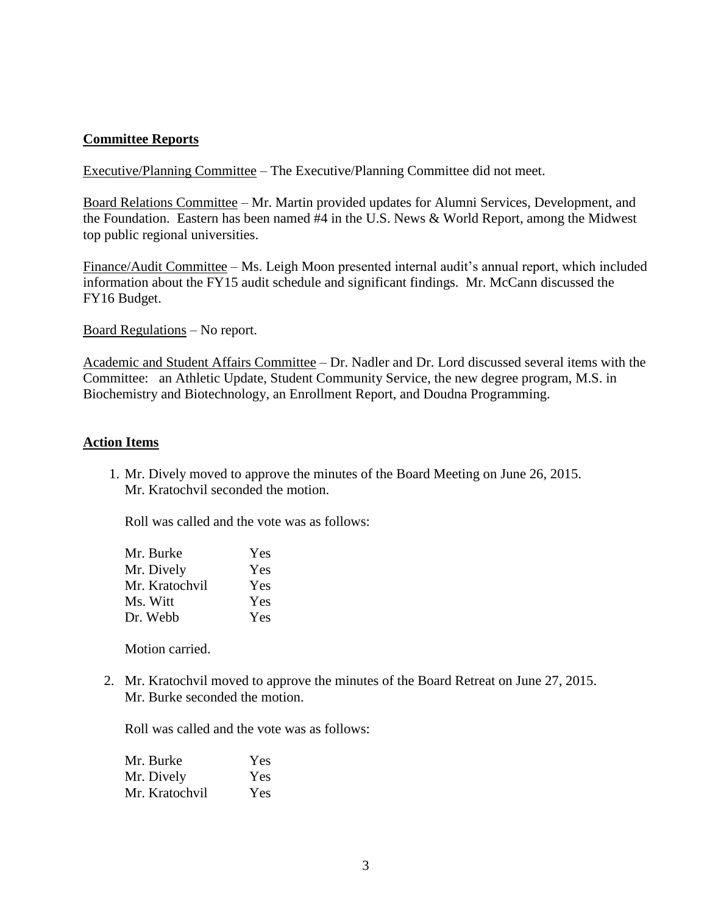**Committee Reports**

Executive/Planning Committee – The Executive/Planning Committee did not meet.

Board Relations Committee – Mr. Martin provided updates for Alumni Services, Development, and the Foundation. Eastern has been named #4 in the U.S. News & World Report, among the Midwest top public regional universities.

Finance/Audit Committee – Ms. Leigh Moon presented internal audit's annual report, which included information about the FY15 audit schedule and significant findings. Mr. McCann discussed the FY16 Budget.

Board Regulations – No report.

Academic and Student Affairs Committee – Dr. Nadler and Dr. Lord discussed several items with the Committee: an Athletic Update, Student Community Service, the new degree program, M.S. in Biochemistry and Biotechnology, an Enrollment Report, and Doudna Programming.

**Action Items**

1. Mr. Dively moved to approve the minutes of the Board Meeting on June 26, 2015. Mr. Kratochvil seconded the motion.

   Roll was called and the vote was as follows:

   | | |
   |---|---|
   | Mr. Burke | Yes |
   | Mr. Dively | Yes |
   | Mr. Kratochvil | Yes |
   | Ms. Witt | Yes |
   | Dr. Webb | Yes |

   Motion carried.

2. Mr. Kratochvil moved to approve the minutes of the Board Retreat on June 27, 2015. Mr. Burke seconded the motion.

   Roll was called and the vote was as follows:

   | | |
   |---|---|
   | Mr. Burke | Yes |
   | Mr. Dively | Yes |
   | Mr. Kratochvil | Yes |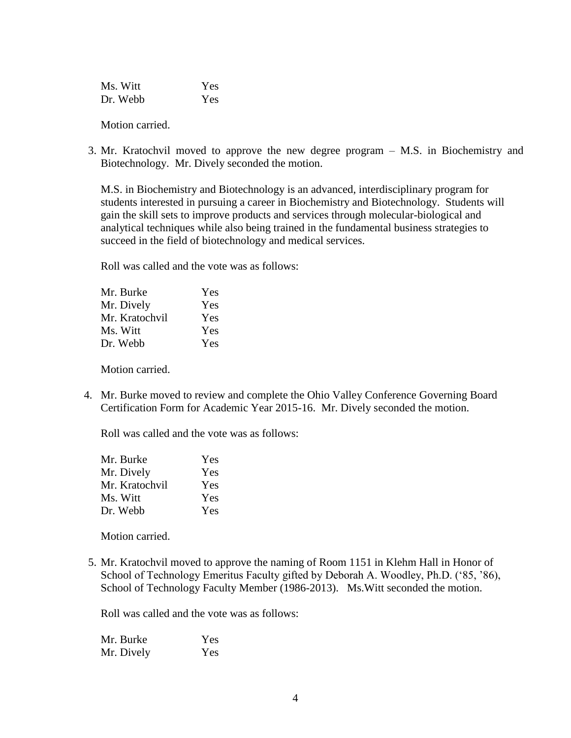| | |
|---|---|
| Ms. Witt | Yes |
| Dr. Webb | Yes |

Motion carried.

3. Mr. Kratochvil moved to approve the new degree program – M.S. in Biochemistry and Biotechnology. Mr. Dively seconded the motion.

   M.S. in Biochemistry and Biotechnology is an advanced, interdisciplinary program for students interested in pursuing a career in Biochemistry and Biotechnology. Students will gain the skill sets to improve products and services through molecular-biological and analytical techniques while also being trained in the fundamental business strategies to succeed in the field of biotechnology and medical services.

   Roll was called and the vote was as follows:

   | | |
   |---|---|
   | Mr. Burke | Yes |
   | Mr. Dively | Yes |
   | Mr. Kratochvil | Yes |
   | Ms. Witt | Yes |
   | Dr. Webb | Yes |

   Motion carried.

4. Mr. Burke moved to review and complete the Ohio Valley Conference Governing Board Certification Form for Academic Year 2015-16. Mr. Dively seconded the motion.

   Roll was called and the vote was as follows:

   | | |
   |---|---|
   | Mr. Burke | Yes |
   | Mr. Dively | Yes |
   | Mr. Kratochvil | Yes |
   | Ms. Witt | Yes |
   | Dr. Webb | Yes |

   Motion carried.

5. Mr. Kratochvil moved to approve the naming of Room 1151 in Klehm Hall in Honor of School of Technology Emeritus Faculty gifted by Deborah A. Woodley, Ph.D. ('85, '86), School of Technology Faculty Member (1986-2013). Ms.Witt seconded the motion.

   Roll was called and the vote was as follows:

   | | |
   |---|---|
   | Mr. Burke | Yes |
   | Mr. Dively | Yes |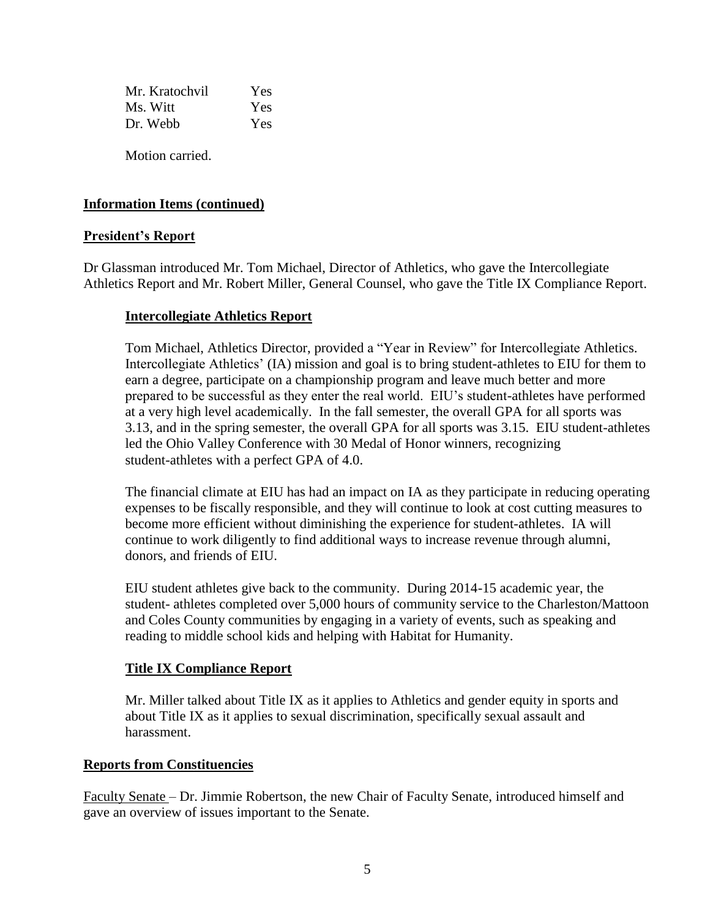| | |
|---|---|
| Mr. Kratochvil | Yes |
| Ms. Witt | Yes |
| Dr. Webb | Yes |

Motion carried.

**Information Items (continued)**

**President's Report**

Dr Glassman introduced Mr. Tom Michael, Director of Athletics, who gave the Intercollegiate Athletics Report and Mr. Robert Miller, General Counsel, who gave the Title IX Compliance Report.

**Intercollegiate Athletics Report**

Tom Michael, Athletics Director, provided a "Year in Review" for Intercollegiate Athletics. Intercollegiate Athletics' (IA) mission and goal is to bring student-athletes to EIU for them to earn a degree, participate on a championship program and leave much better and more prepared to be successful as they enter the real world. EIU's student-athletes have performed at a very high level academically. In the fall semester, the overall GPA for all sports was 3.13, and in the spring semester, the overall GPA for all sports was 3.15. EIU student-athletes led the Ohio Valley Conference with 30 Medal of Honor winners, recognizing student-athletes with a perfect GPA of 4.0.

The financial climate at EIU has had an impact on IA as they participate in reducing operating expenses to be fiscally responsible, and they will continue to look at cost cutting measures to become more efficient without diminishing the experience for student-athletes. IA will continue to work diligently to find additional ways to increase revenue through alumni, donors, and friends of EIU.

EIU student athletes give back to the community. During 2014-15 academic year, the student- athletes completed over 5,000 hours of community service to the Charleston/Mattoon and Coles County communities by engaging in a variety of events, such as speaking and reading to middle school kids and helping with Habitat for Humanity.

**Title IX Compliance Report**

Mr. Miller talked about Title IX as it applies to Athletics and gender equity in sports and about Title IX as it applies to sexual discrimination, specifically sexual assault and harassment.

**Reports from Constituencies**

Faculty Senate – Dr. Jimmie Robertson, the new Chair of Faculty Senate, introduced himself and gave an overview of issues important to the Senate.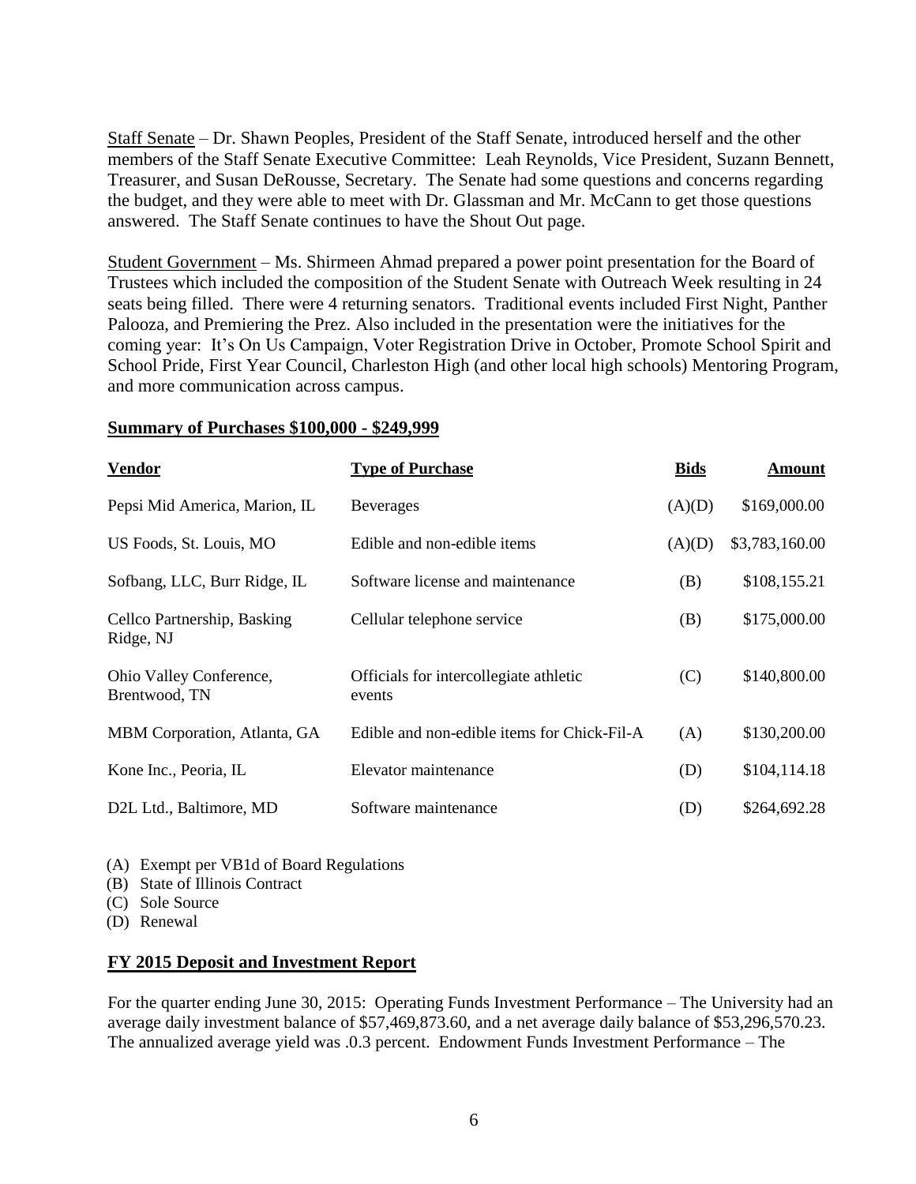Staff Senate – Dr. Shawn Peoples, President of the Staff Senate, introduced herself and the other members of the Staff Senate Executive Committee: Leah Reynolds, Vice President, Suzann Bennett, Treasurer, and Susan DeRousse, Secretary. The Senate had some questions and concerns regarding the budget, and they were able to meet with Dr. Glassman and Mr. McCann to get those questions answered. The Staff Senate continues to have the Shout Out page.

Student Government – Ms. Shirmeen Ahmad prepared a power point presentation for the Board of Trustees which included the composition of the Student Senate with Outreach Week resulting in 24 seats being filled. There were 4 returning senators. Traditional events included First Night, Panther Palooza, and Premiering the Prez. Also included in the presentation were the initiatives for the coming year: It's On Us Campaign, Voter Registration Drive in October, Promote School Spirit and School Pride, First Year Council, Charleston High (and other local high schools) Mentoring Program, and more communication across campus.

## Summary of Purchases $100,000 - $249,999

| Vendor | Type of Purchase | Bids | Amount |
|---|---|---|---|
| Pepsi Mid America, Marion, IL | Beverages | (A)(D) | $169,000.00 |
| US Foods, St. Louis, MO | Edible and non-edible items | (A)(D) | $3,783,160.00 |
| Sofbang, LLC, Burr Ridge, IL | Software license and maintenance | (B) | $108,155.21 |
| Cellco Partnership, Basking Ridge, NJ | Cellular telephone service | (B) | $175,000.00 |
| Ohio Valley Conference, Brentwood, TN | Officials for intercollegiate athletic events | (C) | $140,800.00 |
| MBM Corporation, Atlanta, GA | Edible and non-edible items for Chick-Fil-A | (A) | $130,200.00 |
| Kone Inc., Peoria, IL | Elevator maintenance | (D) | $104,114.18 |
| D2L Ltd., Baltimore, MD | Software maintenance | (D) | $264,692.28 |

(A) Exempt per VB1d of Board Regulations
(B) State of Illinois Contract
(C) Sole Source
(D) Renewal

## FY 2015 Deposit and Investment Report

For the quarter ending June 30, 2015: Operating Funds Investment Performance – The University had an average daily investment balance of $57,469,873.60, and a net average daily balance of $53,296,570.23. The annualized average yield was .0.3 percent. Endowment Funds Investment Performance – The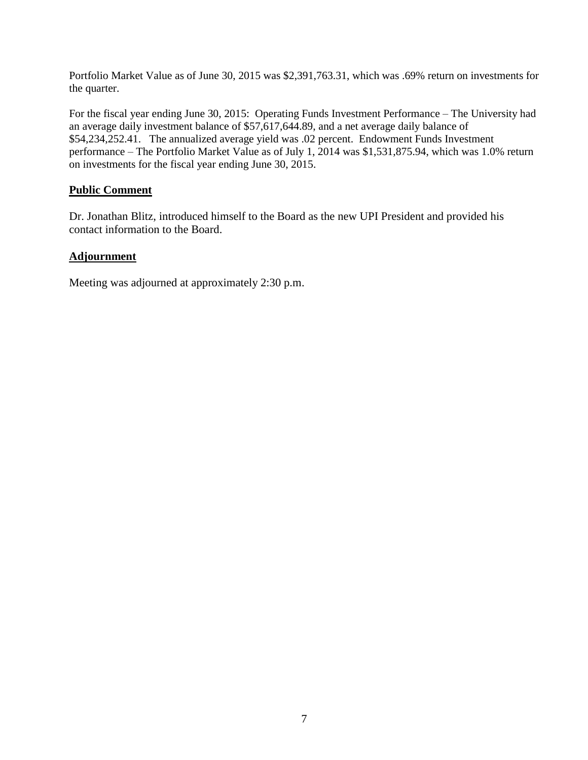Portfolio Market Value as of June 30, 2015 was $2,391,763.31, which was .69% return on investments for the quarter.

For the fiscal year ending June 30, 2015: Operating Funds Investment Performance – The University had an average daily investment balance of $57,617,644.89, and a net average daily balance of $54,234,252.41. The annualized average yield was .02 percent. Endowment Funds Investment performance – The Portfolio Market Value as of July 1, 2014 was $1,531,875.94, which was 1.0% return on investments for the fiscal year ending June 30, 2015.

**Public Comment**

Dr. Jonathan Blitz, introduced himself to the Board as the new UPI President and provided his contact information to the Board.

**Adjournment**

Meeting was adjourned at approximately 2:30 p.m.